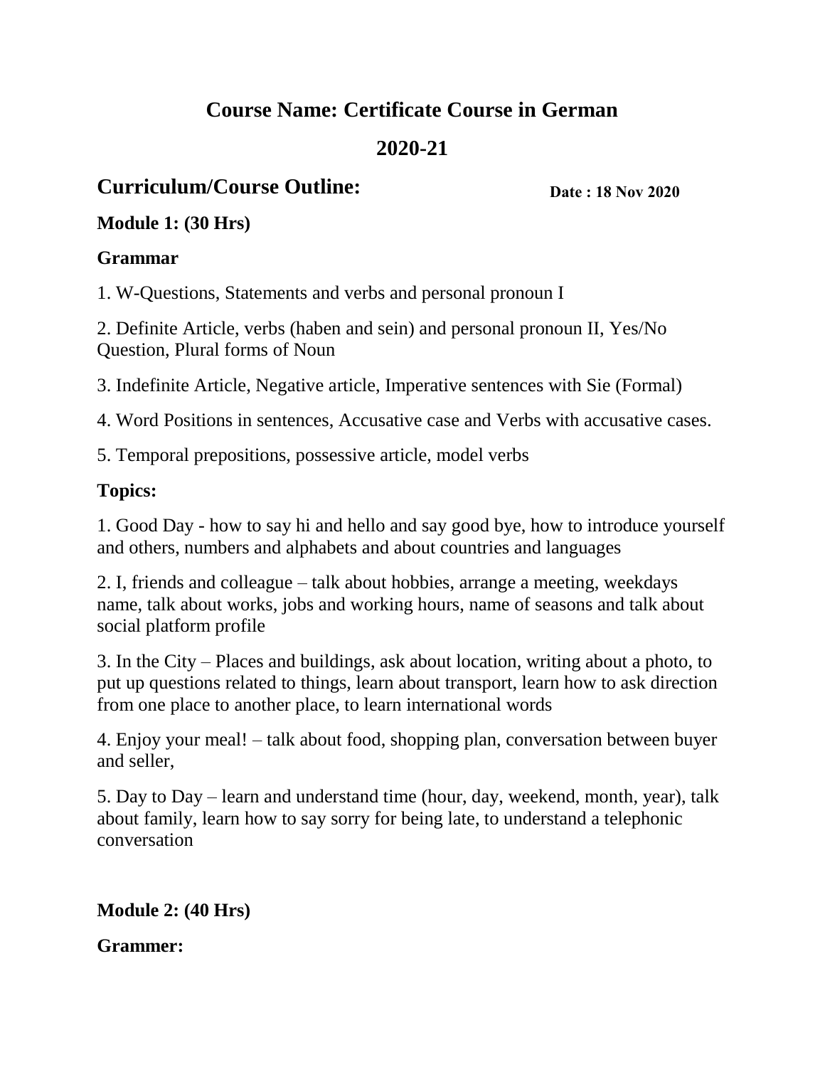# Course Name: Certificate Course in German

# 2020-21

## Curriculum/Course Outline:

**Date : 18 Nov 2020**

**Module 1: (30 Hrs)**

**Grammar**

1. W-Questions, Statements and verbs and personal pronoun I

2. Definite Article, verbs (haben and sein) and personal pronoun II, Yes/No Question, Plural forms of Noun

3. Indefinite Article, Negative article, Imperative sentences with Sie (Formal)

4. Word Positions in sentences, Accusative case and Verbs with accusative cases.

5. Temporal prepositions, possessive article, model verbs

**Topics:**

1. Good Day - how to say hi and hello and say good bye, how to introduce yourself and others, numbers and alphabets and about countries and languages

2. I, friends and colleague – talk about hobbies, arrange a meeting, weekdays name, talk about works, jobs and working hours, name of seasons and talk about social platform profile

3. In the City – Places and buildings, ask about location, writing about a photo, to put up questions related to things, learn about transport, learn how to ask direction from one place to another place, to learn international words

4. Enjoy your meal! – talk about food, shopping plan, conversation between buyer and seller,

5. Day to Day – learn and understand time (hour, day, weekend, month, year), talk about family, learn how to say sorry for being late, to understand a telephonic conversation

**Module 2: (40 Hrs)**

**Grammer:**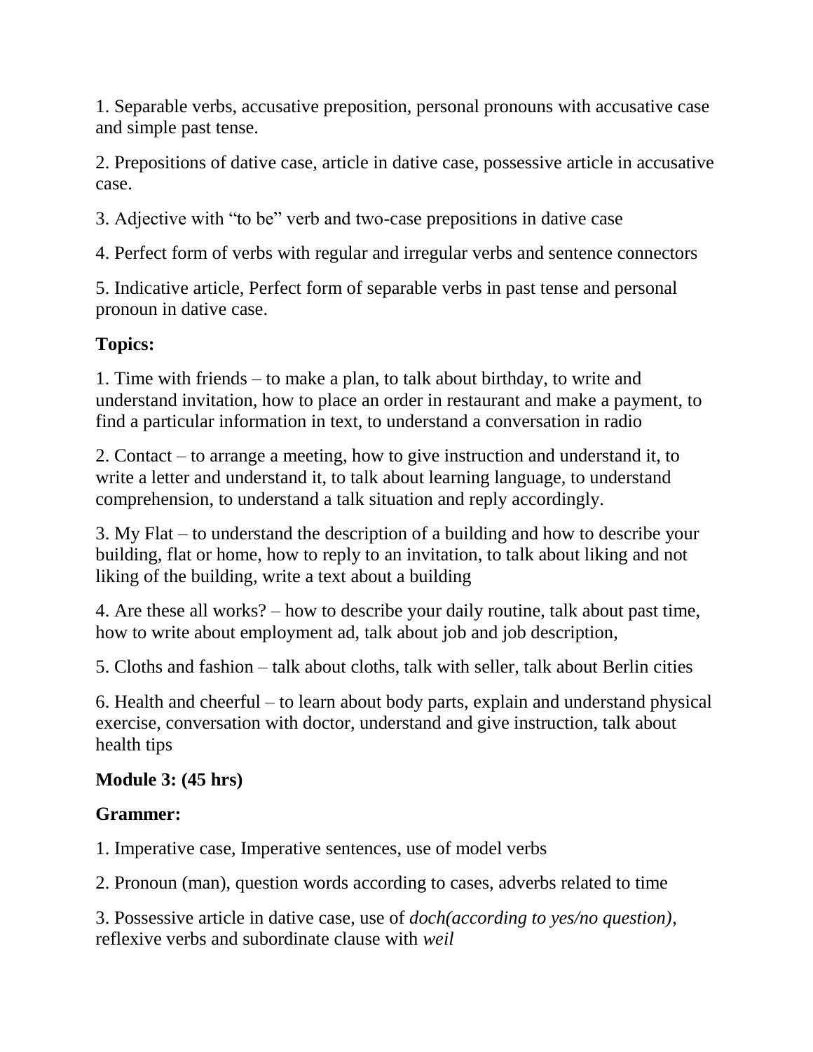1. Separable verbs, accusative preposition, personal pronouns with accusative case and simple past tense.

2. Prepositions of dative case, article in dative case, possessive article in accusative case.

3. Adjective with "to be" verb and two-case prepositions in dative case

4. Perfect form of verbs with regular and irregular verbs and sentence connectors

5. Indicative article, Perfect form of separable verbs in past tense and personal pronoun in dative case.

**Topics:**

1. Time with friends – to make a plan, to talk about birthday, to write and understand invitation, how to place an order in restaurant and make a payment, to find a particular information in text, to understand a conversation in radio

2. Contact – to arrange a meeting, how to give instruction and understand it, to write a letter and understand it, to talk about learning language, to understand comprehension, to understand a talk situation and reply accordingly.

3. My Flat – to understand the description of a building and how to describe your building, flat or home, how to reply to an invitation, to talk about liking and not liking of the building, write a text about a building

4. Are these all works? – how to describe your daily routine, talk about past time, how to write about employment ad, talk about job and job description,

5. Cloths and fashion – talk about cloths, talk with seller, talk about Berlin cities

6. Health and cheerful – to learn about body parts, explain and understand physical exercise, conversation with doctor, understand and give instruction, talk about health tips

**Module 3: (45 hrs)**

**Grammer:**

1. Imperative case, Imperative sentences, use of model verbs

2. Pronoun (man), question words according to cases, adverbs related to time

3. Possessive article in dative case, use of *doch(according to yes/no question)*, reflexive verbs and subordinate clause with *weil*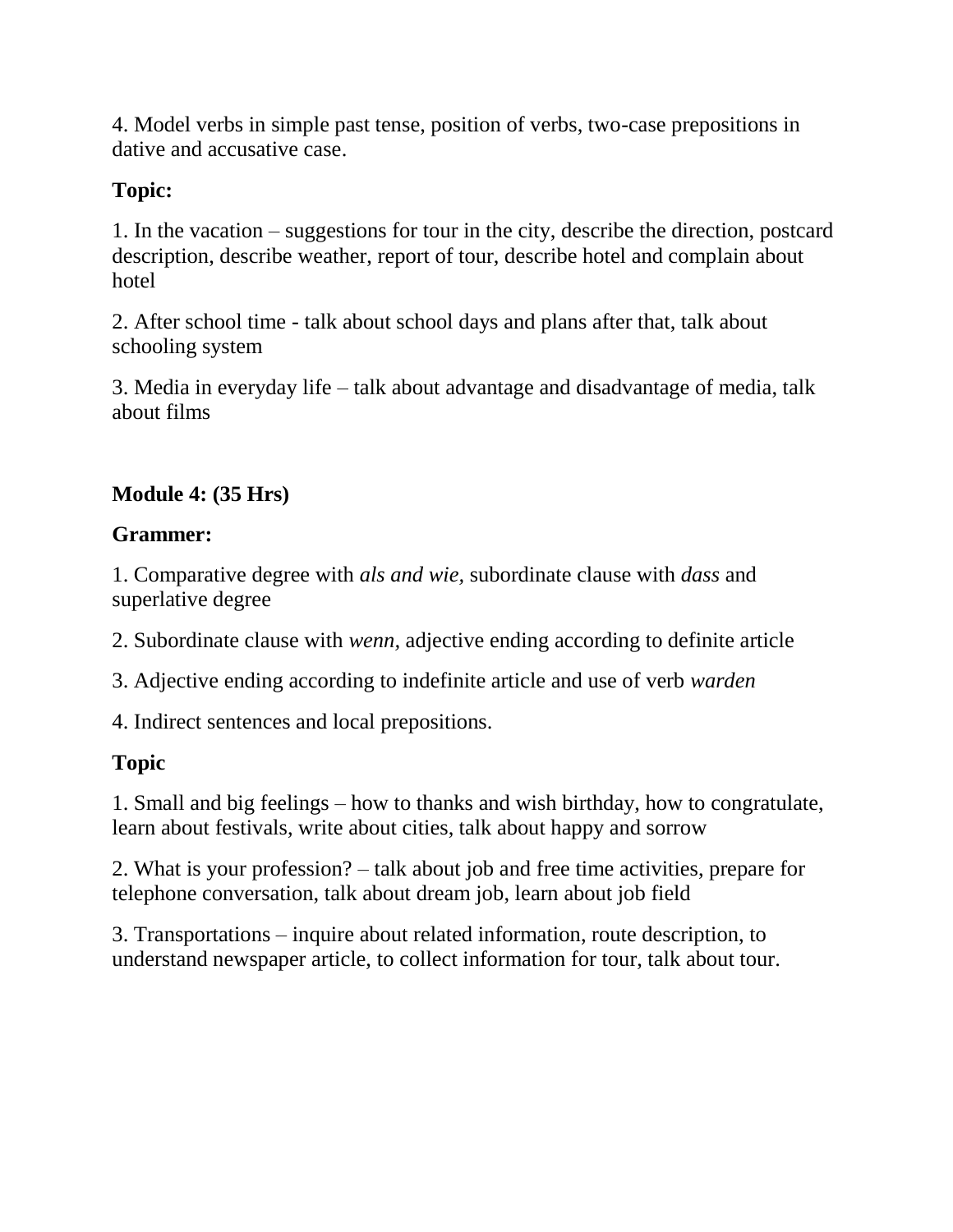4. Model verbs in simple past tense, position of verbs, two-case prepositions in dative and accusative case.

**Topic:**

1. In the vacation – suggestions for tour in the city, describe the direction, postcard description, describe weather, report of tour, describe hotel and complain about hotel

2. After school time - talk about school days and plans after that, talk about schooling system

3. Media in everyday life – talk about advantage and disadvantage of media, talk about films

**Module 4: (35 Hrs)**

**Grammer:**

1. Comparative degree with *als and wie*, subordinate clause with *dass* and superlative degree

2. Subordinate clause with *wenn,* adjective ending according to definite article

3. Adjective ending according to indefinite article and use of verb *warden*

4. Indirect sentences and local prepositions.

**Topic**

1. Small and big feelings – how to thanks and wish birthday, how to congratulate, learn about festivals, write about cities, talk about happy and sorrow

2. What is your profession? – talk about job and free time activities, prepare for telephone conversation, talk about dream job, learn about job field

3. Transportations – inquire about related information, route description, to understand newspaper article, to collect information for tour, talk about tour.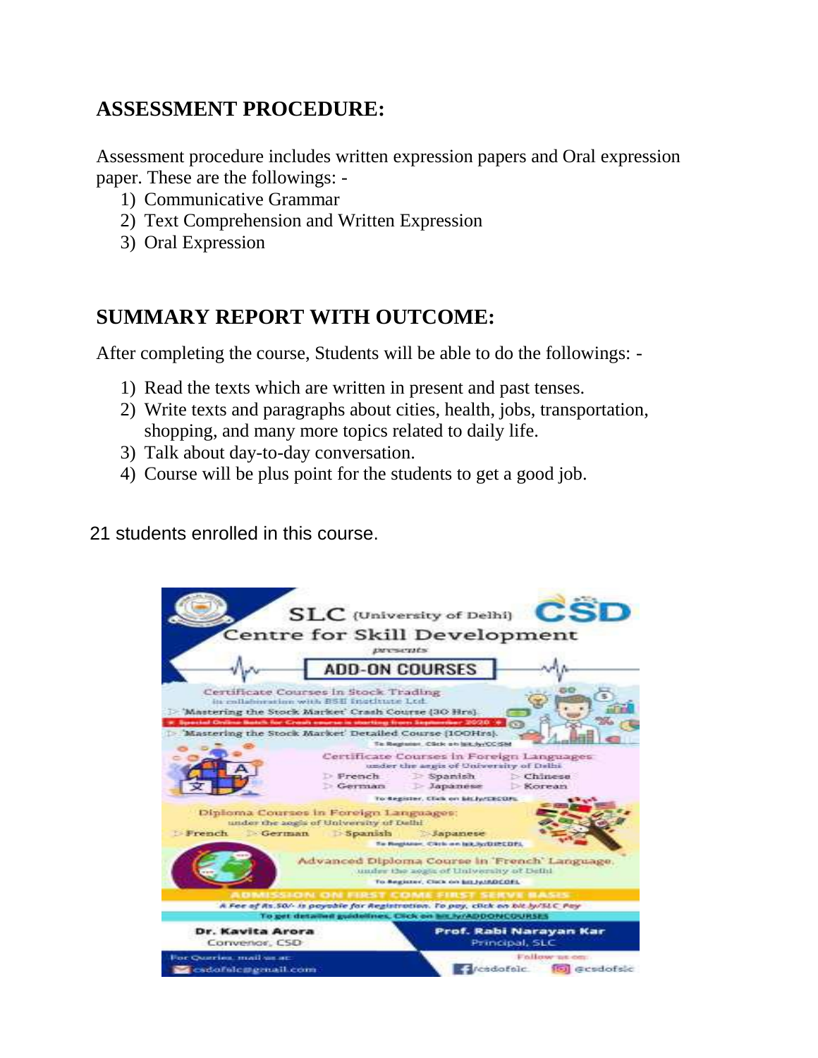## ASSESSMENT PROCEDURE:

Assessment procedure includes written expression papers and Oral expression paper. These are the followings: -

1) Communicative Grammar
2) Text Comprehension and Written Expression
3) Oral Expression

## SUMMARY REPORT WITH OUTCOME:

After completing the course, Students will be able to do the followings: -

1) Read the texts which are written in present and past tenses.
2) Write texts and paragraphs about cities, health, jobs, transportation, shopping, and many more topics related to daily life.
3) Talk about day-to-day conversation.
4) Course will be plus point for the students to get a good job.

21 students enrolled in this course.

SLC (University of Delhi) CSD

Centre for Skill Development

presents

ADD-ON COURSES

Certificate Courses in Stock Trading

in collaboration with BSE Institute Ltd.

'Mastering the Stock Market' Crash Course (30 Hrs)

Special Online Batch for Crash course is starting from September 2020

'Mastering the Stock Market' Detailed Course (100Hrs).

To Register, Click on bit.ly/CCISM

Certificate Courses in Foreign Languages

under the aegis of University of Delhi

French, Spanish, Chinese, German, Japanese, Korean

To Register, Click on bit.ly/CECOFL

Diploma Courses in Foreign Languages

under the aegis of University of Delhi

French, German, Spanish, Japanese

To Register, Click on bit.ly/DIPCOFL

Advanced Diploma Course in 'French' Language

under the aegis of University of Delhi

To Register, Click on bit.ly/ADCOFL

ADMISSION ON FIRST COME FIRST SERVE BASIS

A Fee of Rs.50/- is payable for Registration. To pay, click on bit.ly/SLC Pay

To get detailed guidelines, Click on bit.ly/ADDONCOURSES

Dr. Kavita Arora, Convenor, CSD

Prof. Rabi Narayan Kar, Principal, SLC

For Queries, mail us at: csdofslc@gmail.com

Follow us on: /csdofslc @csdofslc